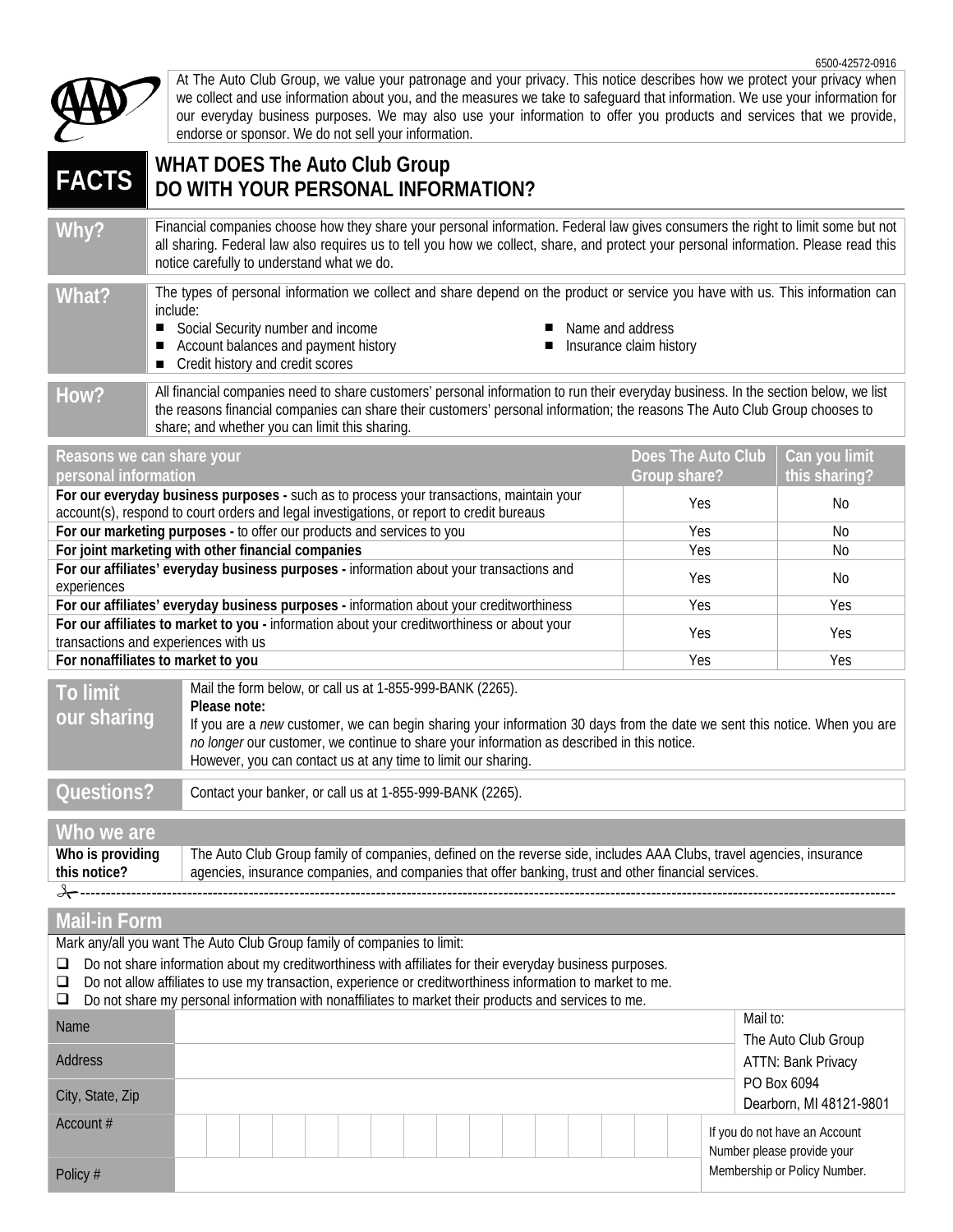6500-42572-0916

At The Auto Club Group, we value your patronage and your privacy. This notice describes how we protect your privacy when we collect and use information about you, and the measures we take to safeguard that information. We use your information for our everyday business purposes. We may also use your information to offer you products and services that we provide, endorse or sponsor. We do not sell your information.

# FACTS — WHAT DOES The Auto Club Group DO WITH YOUR PERSONAL INFORMATION?

**Why?** Financial companies choose how they share your personal information. Federal law gives consumers the right to limit some but not all sharing. Federal law also requires us to tell you how we collect, share, and protect your personal information. Please read this notice carefully to understand what we do.

**What?** The types of personal information we collect and share depend on the product or service you have with us. This information can include:

- Social Security number and income
- Account balances and payment history
- Credit history and credit scores
- Name and address
- Insurance claim history

**How?** All financial companies need to share customers' personal information to run their everyday business. In the section below, we list the reasons financial companies can share their customers' personal information; the reasons The Auto Club Group chooses to share; and whether you can limit this sharing.

| Reasons we can share your personal information | Does The Auto Club Group share? | Can you limit this sharing? |
|---|---|---|
| **For our everyday business purposes -** such as to process your transactions, maintain your account(s), respond to court orders and legal investigations, or report to credit bureaus | Yes | No |
| **For our marketing purposes -** to offer our products and services to you | Yes | No |
| **For joint marketing with other financial companies** | Yes | No |
| **For our affiliates' everyday business purposes -** information about your transactions and experiences | Yes | No |
| **For our affiliates' everyday business purposes -** information about your creditworthiness | Yes | Yes |
| **For our affiliates to market to you -** information about your creditworthiness or about your transactions and experiences with us | Yes | Yes |
| **For nonaffiliates to market to you** | Yes | Yes |

**To limit our sharing**

Mail the form below, or call us at 1-855-999-BANK (2265).

**Please note:**

If you are a *new* customer, we can begin sharing your information 30 days from the date we sent this notice. When you are *no longer* our customer, we continue to share your information as described in this notice.

However, you can contact us at any time to limit our sharing.

**Questions?** Contact your banker, or call us at 1-855-999-BANK (2265).

## Who we are

**Who is providing this notice?** The Auto Club Group family of companies, defined on the reverse side, includes AAA Clubs, travel agencies, insurance agencies, insurance companies, and companies that offer banking, trust and other financial services.

## Mail-in Form

Mark any/all you want The Auto Club Group family of companies to limit:

- ☐ Do not share information about my creditworthiness with affiliates for their everyday business purposes.
- ☐ Do not allow affiliates to use my transaction, experience or creditworthiness information to market to me.
- ☐ Do not share my personal information with nonaffiliates to market their products and services to me.

| | | |
|---|---|---|
| Name | | Mail to: The Auto Club Group ATTN: Bank Privacy PO Box 6094 Dearborn, MI 48121-9801 |
| Address | | |
| City, State, Zip | | |
| Account # | | If you do not have an Account Number please provide your Membership or Policy Number. |
| Policy # | | |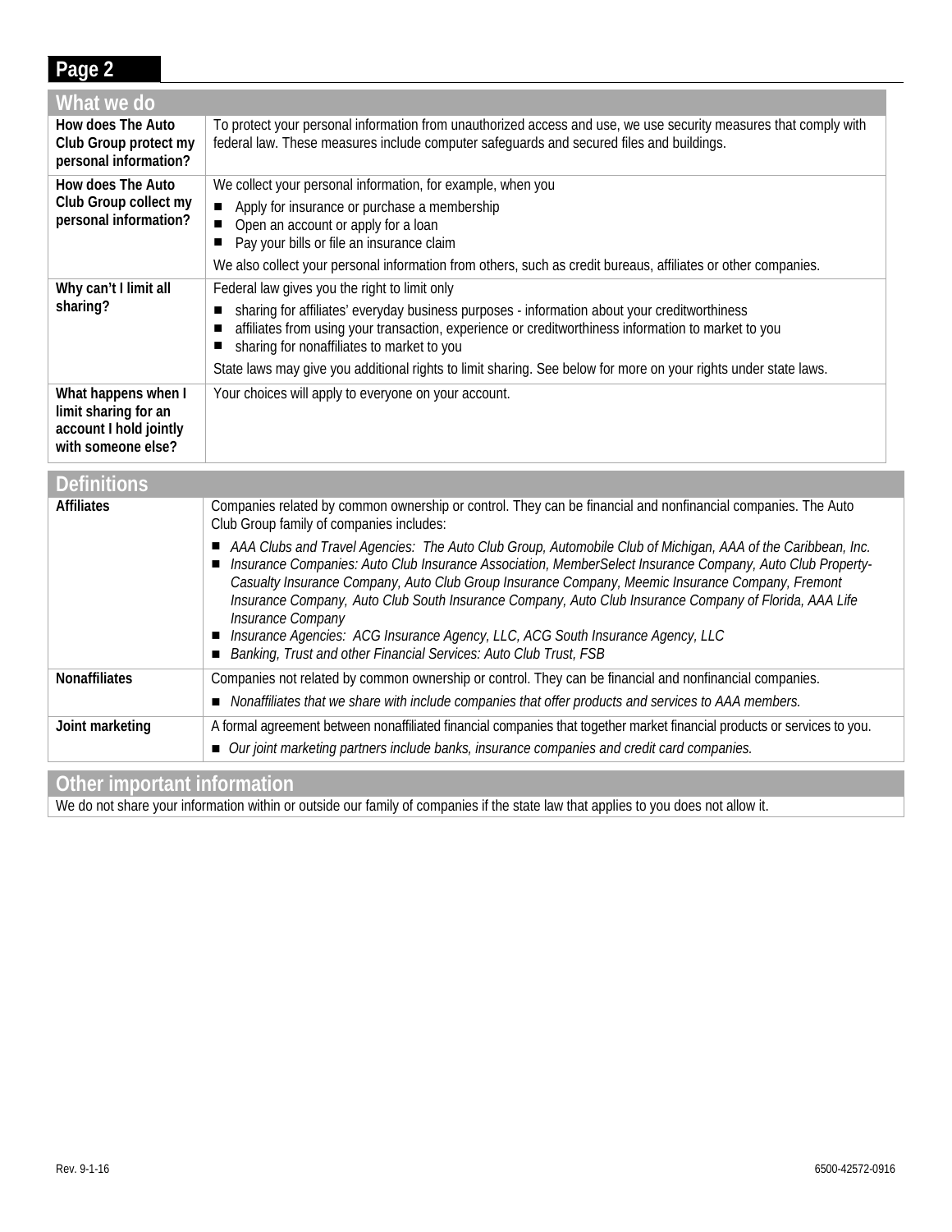## Page 2

| What we do | |
|---|---|
| **How does The Auto Club Group protect my personal information?** | To protect your personal information from unauthorized access and use, we use security measures that comply with federal law. These measures include computer safeguards and secured files and buildings. |
| **How does The Auto Club Group collect my personal information?** | We collect your personal information, for example, when you<br>■ Apply for insurance or purchase a membership<br>■ Open an account or apply for a loan<br>■ Pay your bills or file an insurance claim<br>We also collect your personal information from others, such as credit bureaus, affiliates or other companies. |
| **Why can't I limit all sharing?** | Federal law gives you the right to limit only<br>■ sharing for affiliates' everyday business purposes - information about your creditworthiness<br>■ affiliates from using your transaction, experience or creditworthiness information to market to you<br>■ sharing for nonaffiliates to market to you<br>State laws may give you additional rights to limit sharing. See below for more on your rights under state laws. |
| **What happens when I limit sharing for an account I hold jointly with someone else?** | Your choices will apply to everyone on your account. |

| Definitions | |
|---|---|
| **Affiliates** | Companies related by common ownership or control. They can be financial and nonfinancial companies. The Auto Club Group family of companies includes:<br>■ *AAA Clubs and Travel Agencies: The Auto Club Group, Automobile Club of Michigan, AAA of the Caribbean, Inc.*<br>■ *Insurance Companies: Auto Club Insurance Association, MemberSelect Insurance Company, Auto Club Property-Casualty Insurance Company, Auto Club Group Insurance Company, Meemic Insurance Company, Fremont Insurance Company, Auto Club South Insurance Company, Auto Club Insurance Company of Florida, AAA Life Insurance Company*<br>■ *Insurance Agencies: ACG Insurance Agency, LLC, ACG South Insurance Agency, LLC*<br>■ *Banking, Trust and other Financial Services: Auto Club Trust, FSB* |
| **Nonaffiliates** | Companies not related by common ownership or control. They can be financial and nonfinancial companies.<br>■ *Nonaffiliates that we share with include companies that offer products and services to AAA members.* |
| **Joint marketing** | A formal agreement between nonaffiliated financial companies that together market financial products or services to you.<br>■ *Our joint marketing partners include banks, insurance companies and credit card companies.* |

| Other important information |
|---|
| We do not share your information within or outside our family of companies if the state law that applies to you does not allow it. |

Rev. 9-1-16

6500-42572-0916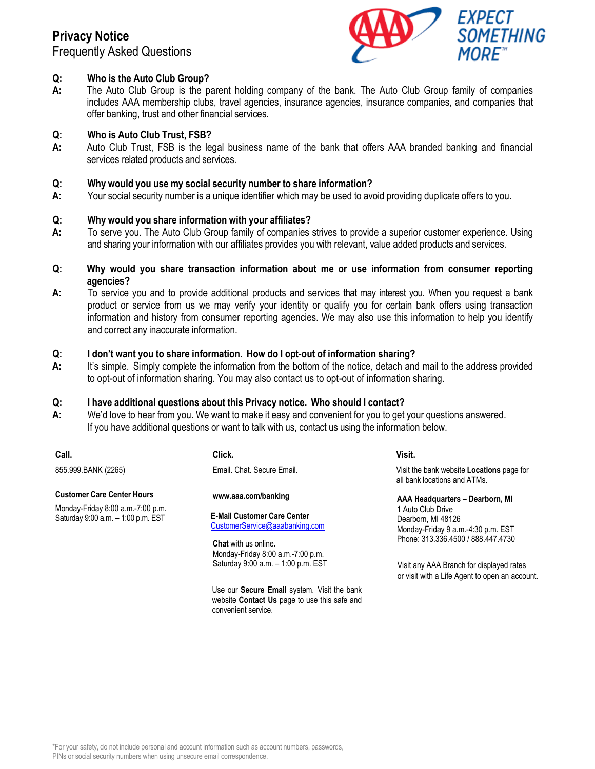# Privacy Notice

## Frequently Asked Questions

**Q: Who is the Auto Club Group?**

**A:** The Auto Club Group is the parent holding company of the bank. The Auto Club Group family of companies includes AAA membership clubs, travel agencies, insurance agencies, insurance companies, and companies that offer banking, trust and other financial services.

**Q: Who is Auto Club Trust, FSB?**

**A:** Auto Club Trust, FSB is the legal business name of the bank that offers AAA branded banking and financial services related products and services.

**Q: Why would you use my social security number to share information?**

**A:** Your social security number is a unique identifier which may be used to avoid providing duplicate offers to you.

**Q: Why would you share information with your affiliates?**

**A:** To serve you. The Auto Club Group family of companies strives to provide a superior customer experience. Using and sharing your information with our affiliates provides you with relevant, value added products and services.

**Q: Why would you share transaction information about me or use information from consumer reporting agencies?**

**A:** To service you and to provide additional products and services that may interest you. When you request a bank product or service from us we may verify your identity or qualify you for certain bank offers using transaction information and history from consumer reporting agencies. We may also use this information to help you identify and correct any inaccurate information.

**Q: I don't want you to share information. How do I opt-out of information sharing?**

**A:** It's simple. Simply complete the information from the bottom of the notice, detach and mail to the address provided to opt-out of information sharing. You may also contact us to opt-out of information sharing.

**Q: I have additional questions about this Privacy notice. Who should I contact?**

**A:** We'd love to hear from you. We want to make it easy and convenient for you to get your questions answered. If you have additional questions or want to talk with us, contact us using the information below.

**Call.**

855.999.BANK (2265)

**Customer Care Center Hours**

Monday-Friday 8:00 a.m.-7:00 p.m.
Saturday 9:00 a.m. – 1:00 p.m. EST

**Click.**

Email. Chat. Secure Email.

**www.aaa.com/banking**

**E-Mail Customer Care Center**
CustomerService@aaabanking.com

**Chat** with us online**.**
Monday-Friday 8:00 a.m.-7:00 p.m.
Saturday 9:00 a.m. – 1:00 p.m. EST

Use our **Secure Email** system. Visit the bank website **Contact Us** page to use this safe and convenient service.

**Visit.**

Visit the bank website **Locations** page for all bank locations and ATMs.

**AAA Headquarters – Dearborn, MI**
1 Auto Club Drive
Dearborn, MI 48126
Monday-Friday 9 a.m.-4:30 p.m. EST
Phone: 313.336.4500 / 888.447.4730

Visit any AAA Branch for displayed rates or visit with a Life Agent to open an account.

*For your safety, do not include personal and account information such as account numbers, passwords, PINs or social security numbers when using unsecure email correspondence.